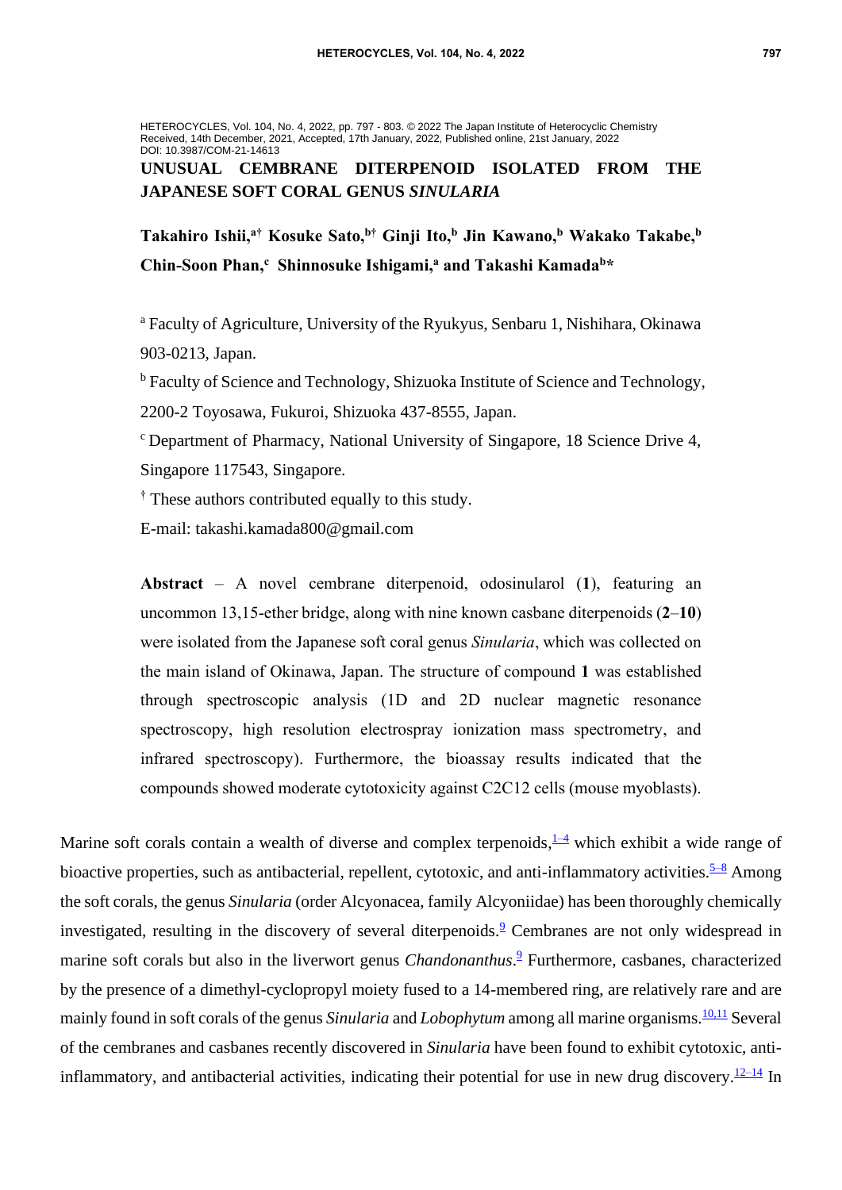HETEROCYCLES, Vol. 104, No. 4, 2022, pp. 797 - 803. © 2022 The Japan Institute of Heterocyclic Chemistry
Received, 14th December, 2021, Accepted, 17th January, 2022, Published online, 21st January, 2022
DOI: 10.3987/COM-21-14613

# UNUSUAL CEMBRANE DITERPENOID ISOLATED FROM THE JAPANESE SOFT CORAL GENUS *SINULARIA*

**Takahiro Ishii,[a†] Kosuke Sato,[b†] Ginji Ito,[b] Jin Kawano,[b] Wakako Takabe,[b] Chin-Soon Phan,[c] Shinnosuke Ishigami,[a] and Takashi Kamada[b]***

[a] Faculty of Agriculture, University of the Ryukyus, Senbaru 1, Nishihara, Okinawa 903-0213, Japan.

[b] Faculty of Science and Technology, Shizuoka Institute of Science and Technology, 2200-2 Toyosawa, Fukuroi, Shizuoka 437-8555, Japan.

[c] Department of Pharmacy, National University of Singapore, 18 Science Drive 4, Singapore 117543, Singapore.

[†] These authors contributed equally to this study.

E-mail: takashi.kamada800@gmail.com

**Abstract** – A novel cembrane diterpenoid, odosinularol (**1**), featuring an uncommon 13,15-ether bridge, along with nine known casbane diterpenoids (**2**–**10**) were isolated from the Japanese soft coral genus *Sinularia*, which was collected on the main island of Okinawa, Japan. The structure of compound **1** was established through spectroscopic analysis (1D and 2D nuclear magnetic resonance spectroscopy, high resolution electrospray ionization mass spectrometry, and infrared spectroscopy). Furthermore, the bioassay results indicated that the compounds showed moderate cytotoxicity against C2C12 cells (mouse myoblasts).

Marine soft corals contain a wealth of diverse and complex terpenoids,[1–4] which exhibit a wide range of bioactive properties, such as antibacterial, repellent, cytotoxic, and anti-inflammatory activities.[5–8] Among the soft corals, the genus *Sinularia* (order Alcyonacea, family Alcyoniidae) has been thoroughly chemically investigated, resulting in the discovery of several diterpenoids.[9] Cembranes are not only widespread in marine soft corals but also in the liverwort genus *Chandonanthus*.[9] Furthermore, casbanes, characterized by the presence of a dimethyl-cyclopropyl moiety fused to a 14-membered ring, are relatively rare and are mainly found in soft corals of the genus *Sinularia* and *Lobophytum* among all marine organisms.[10,11] Several of the cembranes and casbanes recently discovered in *Sinularia* have been found to exhibit cytotoxic, anti-inflammatory, and antibacterial activities, indicating their potential for use in new drug discovery.[12–14] In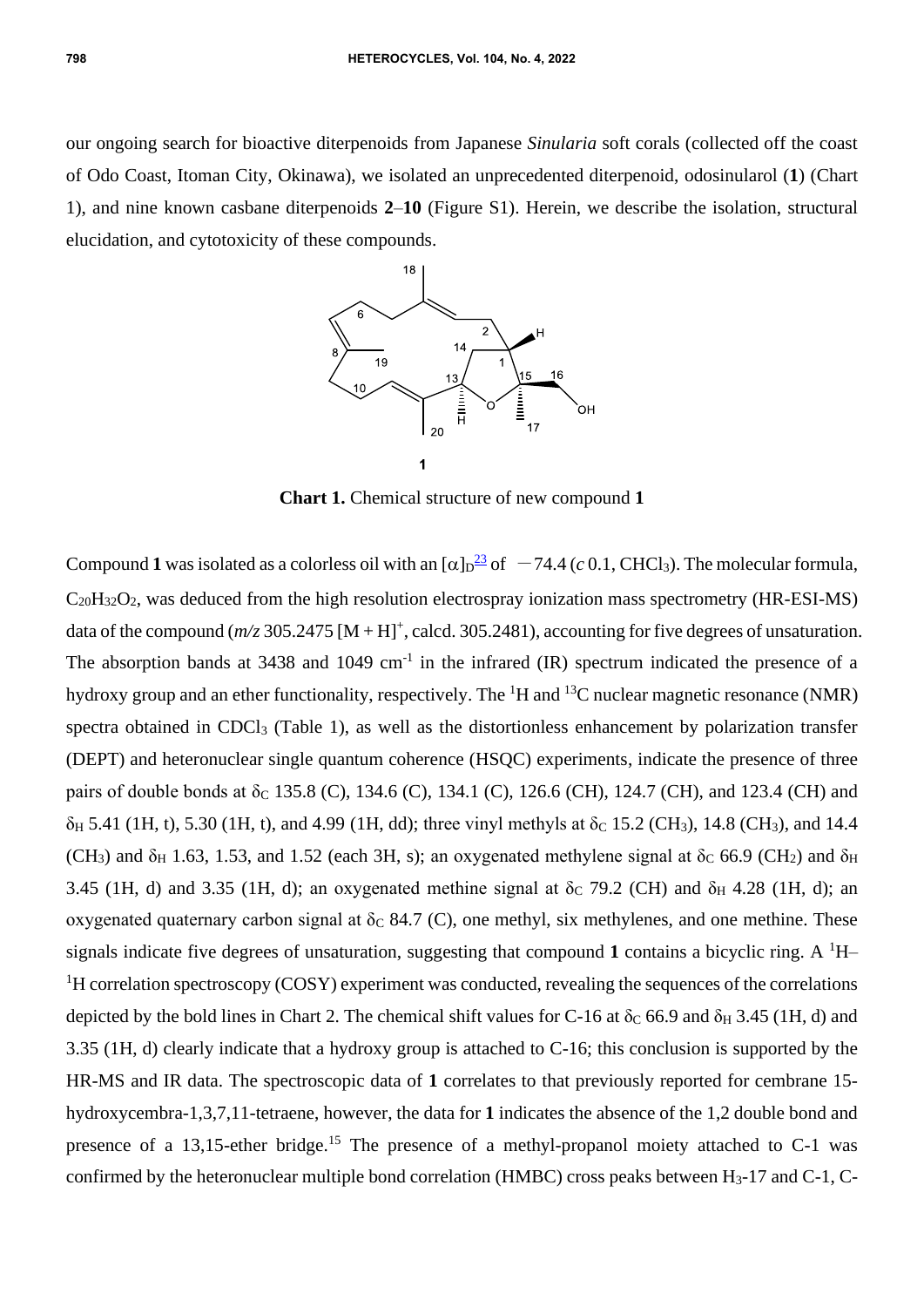our ongoing search for bioactive diterpenoids from Japanese *Sinularia* soft corals (collected off the coast of Odo Coast, Itoman City, Okinawa), we isolated an unprecedented diterpenoid, odosinularol (**1**) (Chart 1), and nine known casbane diterpenoids **2**–**10** (Figure S1). Herein, we describe the isolation, structural elucidation, and cytotoxicity of these compounds.

**Chart 1.** Chemical structure of new compound **1**

Compound **1** was isolated as a colorless oil with an $[\alpha]_D^{23}$ of −74.4 (*c* 0.1, $CHCl_3$). The molecular formula, $C_{20}H_{32}O_2$, was deduced from the high resolution electrospray ionization mass spectrometry (HR-ESI-MS) data of the compound (*m/z* 305.2475 $[M + H]^+$, calcd. 305.2481), accounting for five degrees of unsaturation. The absorption bands at 3438 and 1049 $cm^{-1}$ in the infrared (IR) spectrum indicated the presence of a hydroxy group and an ether functionality, respectively. The $^1H$ and $^{13}C$ nuclear magnetic resonance (NMR) spectra obtained in $CDCl_3$ (Table 1), as well as the distortionless enhancement by polarization transfer (DEPT) and heteronuclear single quantum coherence (HSQC) experiments, indicate the presence of three pairs of double bonds at $\delta_C$ 135.8 (C), 134.6 (C), 134.1 (C), 126.6 (CH), 124.7 (CH), and 123.4 (CH) and $\delta_H$ 5.41 (1H, t), 5.30 (1H, t), and 4.99 (1H, dd); three vinyl methyls at $\delta_C$ 15.2 ($CH_3$), 14.8 ($CH_3$), and 14.4 ($CH_3$) and $\delta_H$ 1.63, 1.53, and 1.52 (each 3H, s); an oxygenated methylene signal at $\delta_C$ 66.9 ($CH_2$) and $\delta_H$ 3.45 (1H, d) and 3.35 (1H, d); an oxygenated methine signal at $\delta_C$ 79.2 (CH) and $\delta_H$ 4.28 (1H, d); an oxygenated quaternary carbon signal at $\delta_C$ 84.7 (C), one methyl, six methylenes, and one methine. These signals indicate five degrees of unsaturation, suggesting that compound **1** contains a bicyclic ring. A $^1H$–$^1H$ correlation spectroscopy (COSY) experiment was conducted, revealing the sequences of the correlations depicted by the bold lines in Chart 2. The chemical shift values for C-16 at $\delta_C$ 66.9 and $\delta_H$ 3.45 (1H, d) and 3.35 (1H, d) clearly indicate that a hydroxy group is attached to C-16; this conclusion is supported by the HR-MS and IR data. The spectroscopic data of **1** correlates to that previously reported for cembrane 15-hydroxycembra-1,3,7,11-tetraene, however, the data for **1** indicates the absence of the 1,2 double bond and presence of a 13,15-ether bridge.[15] The presence of a methyl-propanol moiety attached to C-1 was confirmed by the heteronuclear multiple bond correlation (HMBC) cross peaks between $H_3$-17 and C-1, C-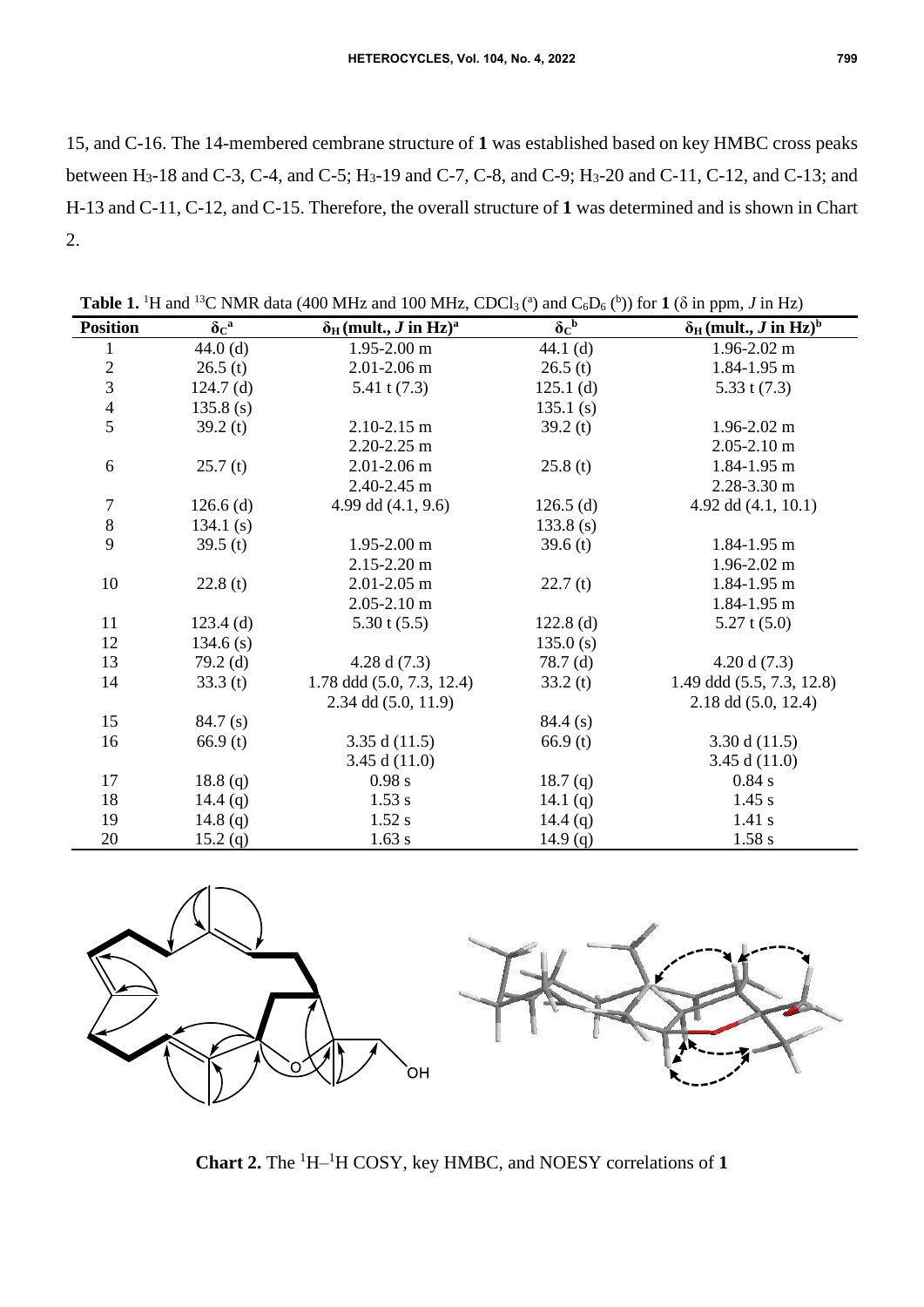15, and C-16. The 14-membered cembrane structure of **1** was established based on key HMBC cross peaks between $H_3$-18 and C-3, C-4, and C-5; $H_3$-19 and C-7, C-8, and C-9; $H_3$-20 and C-11, C-12, and C-13; and H-13 and C-11, C-12, and C-15. Therefore, the overall structure of **1** was determined and is shown in Chart 2.

**Table 1.** $^1H$ and $^{13}C$ NMR data (400 MHz and 100 MHz, $CDCl_3$ ([a]) and $C_6D_6$ ([b])) for **1** (δ in ppm, *J* in Hz)

| Position | $\delta_C$[a] | $\delta_H$ (mult., *J* in Hz)[a] | $\delta_C$[b] | $\delta_H$ (mult., *J* in Hz)[b] |
|---|---|---|---|---|
| 1 | 44.0 (d) | 1.95-2.00 m | 44.1 (d) | 1.96-2.02 m |
| 2 | 26.5 (t) | 2.01-2.06 m | 26.5 (t) | 1.84-1.95 m |
| 3 | 124.7 (d) | 5.41 t (7.3) | 125.1 (d) | 5.33 t (7.3) |
| 4 | 135.8 (s) | | 135.1 (s) | |
| 5 | 39.2 (t) | 2.10-2.15 m | 39.2 (t) | 1.96-2.02 m |
| | | 2.20-2.25 m | | 2.05-2.10 m |
| 6 | 25.7 (t) | 2.01-2.06 m | 25.8 (t) | 1.84-1.95 m |
| | | 2.40-2.45 m | | 2.28-3.30 m |
| 7 | 126.6 (d) | 4.99 dd (4.1, 9.6) | 126.5 (d) | 4.92 dd (4.1, 10.1) |
| 8 | 134.1 (s) | | 133.8 (s) | |
| 9 | 39.5 (t) | 1.95-2.00 m | 39.6 (t) | 1.84-1.95 m |
| | | 2.15-2.20 m | | 1.96-2.02 m |
| 10 | 22.8 (t) | 2.01-2.05 m | 22.7 (t) | 1.84-1.95 m |
| | | 2.05-2.10 m | | 1.84-1.95 m |
| 11 | 123.4 (d) | 5.30 t (5.5) | 122.8 (d) | 5.27 t (5.0) |
| 12 | 134.6 (s) | | 135.0 (s) | |
| 13 | 79.2 (d) | 4.28 d (7.3) | 78.7 (d) | 4.20 d (7.3) |
| 14 | 33.3 (t) | 1.78 ddd (5.0, 7.3, 12.4) | 33.2 (t) | 1.49 ddd (5.5, 7.3, 12.8) |
| | | 2.34 dd (5.0, 11.9) | | 2.18 dd (5.0, 12.4) |
| 15 | 84.7 (s) | | 84.4 (s) | |
| 16 | 66.9 (t) | 3.35 d (11.5) | 66.9 (t) | 3.30 d (11.5) |
| | | 3.45 d (11.0) | | 3.45 d (11.0) |
| 17 | 18.8 (q) | 0.98 s | 18.7 (q) | 0.84 s |
| 18 | 14.4 (q) | 1.53 s | 14.1 (q) | 1.45 s |
| 19 | 14.8 (q) | 1.52 s | 14.4 (q) | 1.41 s |
| 20 | 15.2 (q) | 1.63 s | 14.9 (q) | 1.58 s |

**Chart 2.** The $^1H$–$^1H$ COSY, key HMBC, and NOESY correlations of **1**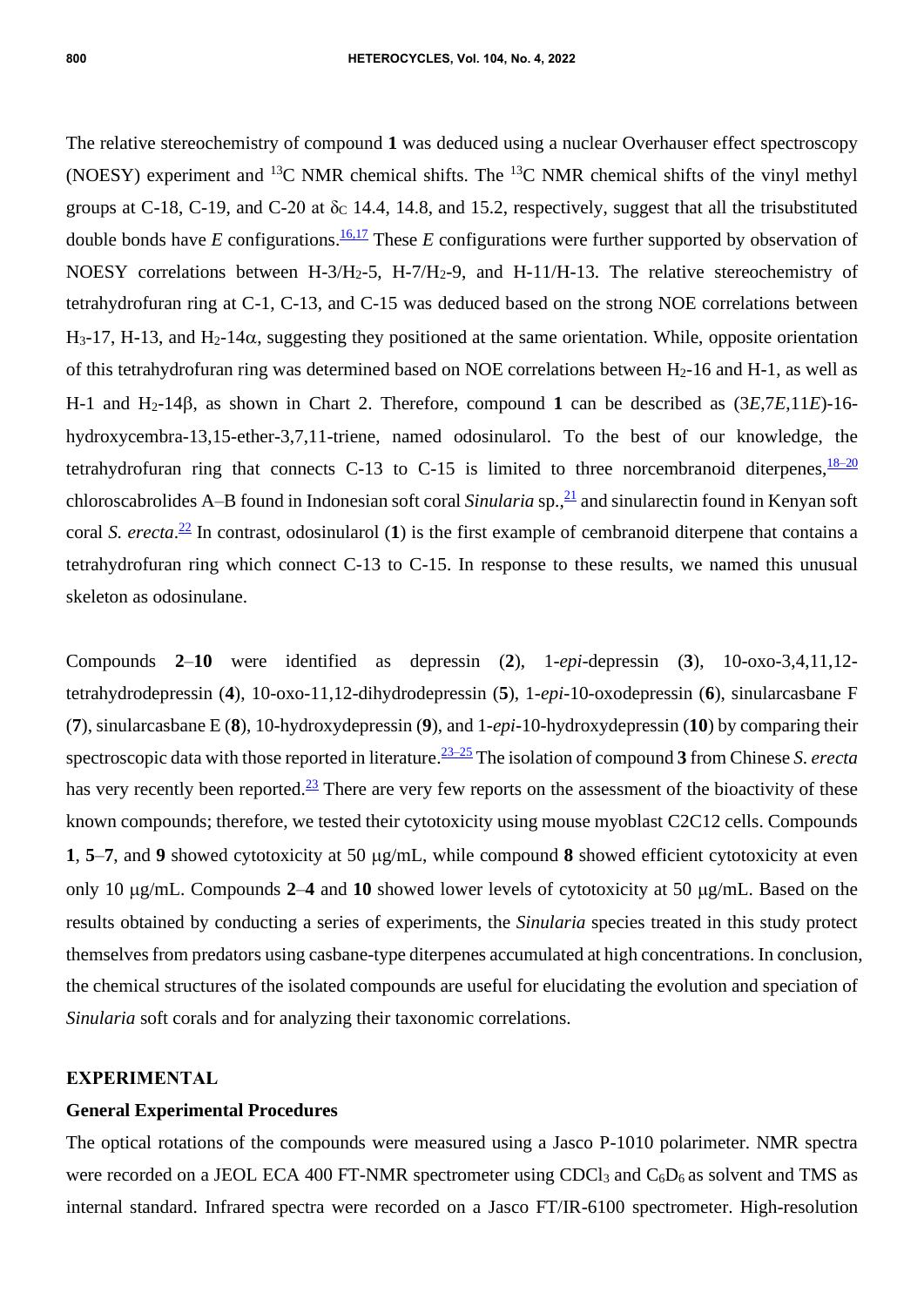The relative stereochemistry of compound **1** was deduced using a nuclear Overhauser effect spectroscopy (NOESY) experiment and $^{13}C$ NMR chemical shifts. The $^{13}C$ NMR chemical shifts of the vinyl methyl groups at C-18, C-19, and C-20 at $\delta_C$ 14.4, 14.8, and 15.2, respectively, suggest that all the trisubstituted double bonds have *E* configurations.[16,17] These *E* configurations were further supported by observation of NOESY correlations between H-3/$H_2$-5, H-7/$H_2$-9, and H-11/H-13. The relative stereochemistry of tetrahydrofuran ring at C-1, C-13, and C-15 was deduced based on the strong NOE correlations between $H_3$-17, H-13, and $H_2$-14$\alpha$, suggesting they positioned at the same orientation. While, opposite orientation of this tetrahydrofuran ring was determined based on NOE correlations between $H_2$-16 and H-1, as well as H-1 and $H_2$-14$\beta$, as shown in Chart 2. Therefore, compound **1** can be described as (3*E*,7*E*,11*E*)-16-hydroxycembra-13,15-ether-3,7,11-triene, named odosinularol. To the best of our knowledge, the tetrahydrofuran ring that connects C-13 to C-15 is limited to three norcembranoid diterpenes,[18–20] chloroscabrolides A–B found in Indonesian soft coral *Sinularia* sp.,[21] and sinularectin found in Kenyan soft coral *S. erecta*.[22] In contrast, odosinularol (**1**) is the first example of cembranoid diterpene that contains a tetrahydrofuran ring which connect C-13 to C-15. In response to these results, we named this unusual skeleton as odosinulane.

Compounds **2**–**10** were identified as depressin (**2**), 1-*epi*-depressin (**3**), 10-oxo-3,4,11,12-tetrahydrodepressin (**4**), 10-oxo-11,12-dihydrodepressin (**5**), 1-*epi*-10-oxodepressin (**6**), sinularcasbane F (**7**), sinularcasbane E (**8**), 10-hydroxydepressin (**9**), and 1-*epi*-10-hydroxydepressin (**10**) by comparing their spectroscopic data with those reported in literature.[23–25] The isolation of compound **3** from Chinese *S. erecta* has very recently been reported.[23] There are very few reports on the assessment of the bioactivity of these known compounds; therefore, we tested their cytotoxicity using mouse myoblast C2C12 cells. Compounds **1**, **5**–**7**, and **9** showed cytotoxicity at 50 μg/mL, while compound **8** showed efficient cytotoxicity at even only 10 μg/mL. Compounds **2**–**4** and **10** showed lower levels of cytotoxicity at 50 μg/mL. Based on the results obtained by conducting a series of experiments, the *Sinularia* species treated in this study protect themselves from predators using casbane-type diterpenes accumulated at high concentrations. In conclusion, the chemical structures of the isolated compounds are useful for elucidating the evolution and speciation of *Sinularia* soft corals and for analyzing their taxonomic correlations.

## EXPERIMENTAL

### General Experimental Procedures

The optical rotations of the compounds were measured using a Jasco P-1010 polarimeter. NMR spectra were recorded on a JEOL ECA 400 FT-NMR spectrometer using $CDCl_3$ and $C_6D_6$ as solvent and TMS as internal standard. Infrared spectra were recorded on a Jasco FT/IR-6100 spectrometer. High-resolution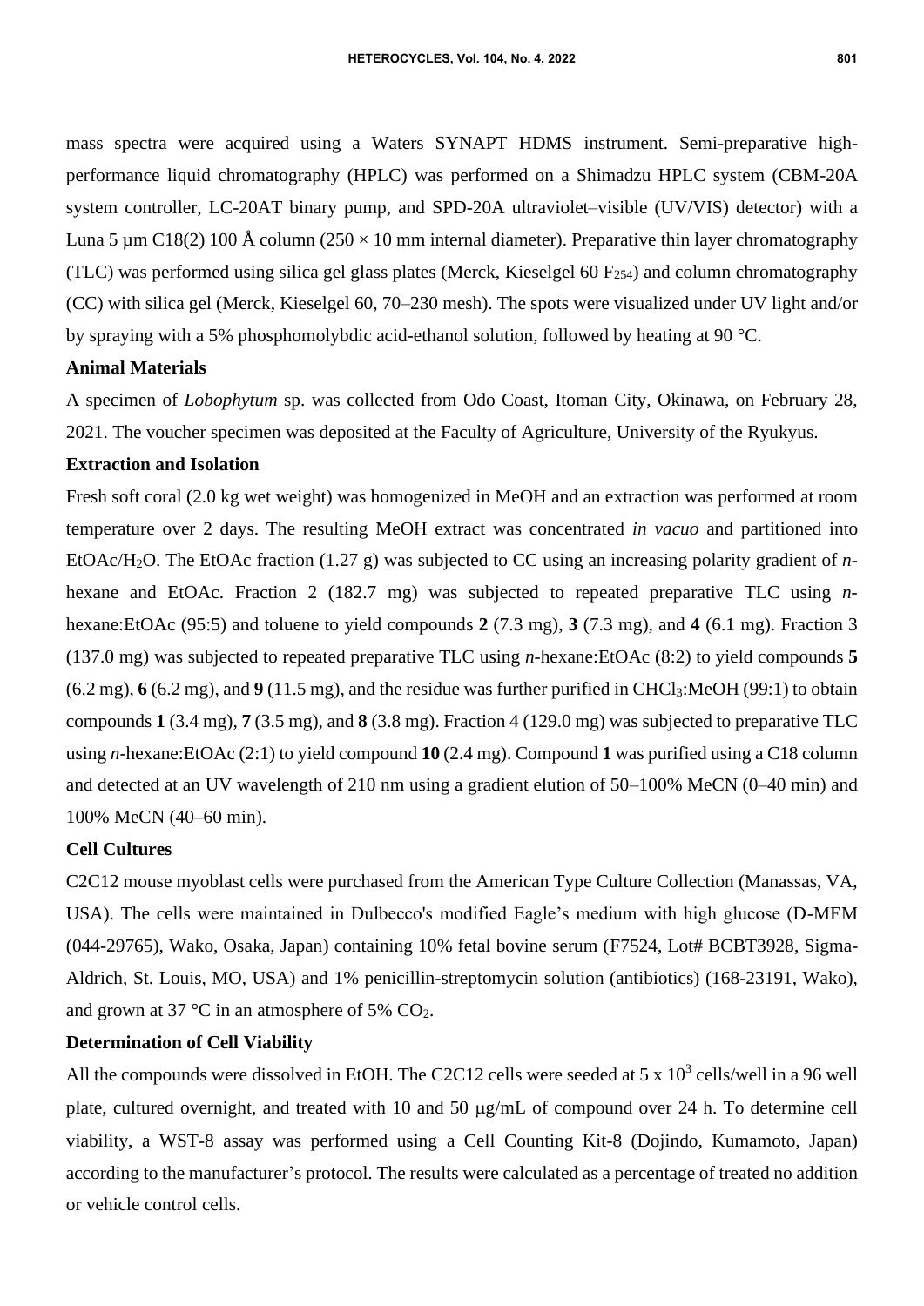mass spectra were acquired using a Waters SYNAPT HDMS instrument. Semi-preparative high-performance liquid chromatography (HPLC) was performed on a Shimadzu HPLC system (CBM-20A system controller, LC-20AT binary pump, and SPD-20A ultraviolet–visible (UV/VIS) detector) with a Luna 5 µm C18(2) 100 Å column (250 × 10 mm internal diameter). Preparative thin layer chromatography (TLC) was performed using silica gel glass plates (Merck, Kieselgel 60 $F_{254}$) and column chromatography (CC) with silica gel (Merck, Kieselgel 60, 70–230 mesh). The spots were visualized under UV light and/or by spraying with a 5% phosphomolybdic acid-ethanol solution, followed by heating at 90 °C.

**Animal Materials**

A specimen of *Lobophytum* sp. was collected from Odo Coast, Itoman City, Okinawa, on February 28, 2021. The voucher specimen was deposited at the Faculty of Agriculture, University of the Ryukyus.

**Extraction and Isolation**

Fresh soft coral (2.0 kg wet weight) was homogenized in MeOH and an extraction was performed at room temperature over 2 days. The resulting MeOH extract was concentrated *in vacuo* and partitioned into EtOAc/$H_2O$. The EtOAc fraction (1.27 g) was subjected to CC using an increasing polarity gradient of *n*-hexane and EtOAc. Fraction 2 (182.7 mg) was subjected to repeated preparative TLC using *n*-hexane:EtOAc (95:5) and toluene to yield compounds **2** (7.3 mg), **3** (7.3 mg), and **4** (6.1 mg). Fraction 3 (137.0 mg) was subjected to repeated preparative TLC using *n*-hexane:EtOAc (8:2) to yield compounds **5** (6.2 mg), **6** (6.2 mg), and **9** (11.5 mg), and the residue was further purified in $CHCl_3$:MeOH (99:1) to obtain compounds **1** (3.4 mg), **7** (3.5 mg), and **8** (3.8 mg). Fraction 4 (129.0 mg) was subjected to preparative TLC using *n*-hexane:EtOAc (2:1) to yield compound **10** (2.4 mg). Compound **1** was purified using a C18 column and detected at an UV wavelength of 210 nm using a gradient elution of 50–100% MeCN (0–40 min) and 100% MeCN (40–60 min).

**Cell Cultures**

C2C12 mouse myoblast cells were purchased from the American Type Culture Collection (Manassas, VA, USA). The cells were maintained in Dulbecco's modified Eagle's medium with high glucose (D-MEM (044-29765), Wako, Osaka, Japan) containing 10% fetal bovine serum (F7524, Lot# BCBT3928, Sigma-Aldrich, St. Louis, MO, USA) and 1% penicillin-streptomycin solution (antibiotics) (168-23191, Wako), and grown at 37 °C in an atmosphere of 5% $CO_2$.

**Determination of Cell Viability**

All the compounds were dissolved in EtOH. The C2C12 cells were seeded at $5 \times 10^3$ cells/well in a 96 well plate, cultured overnight, and treated with 10 and 50 μg/mL of compound over 24 h. To determine cell viability, a WST-8 assay was performed using a Cell Counting Kit-8 (Dojindo, Kumamoto, Japan) according to the manufacturer's protocol. The results were calculated as a percentage of treated no addition or vehicle control cells.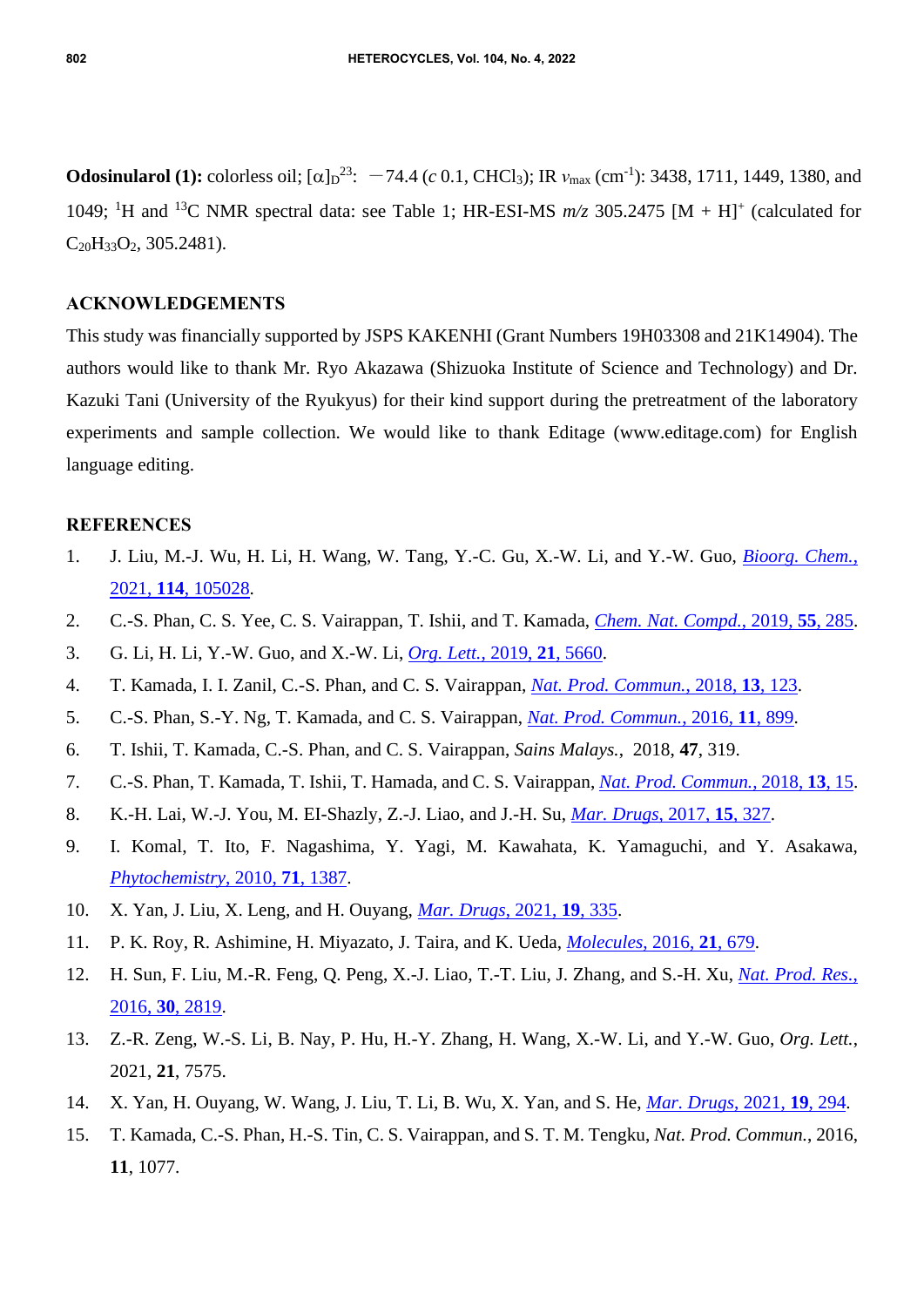**Odosinularol (1):** colorless oil; $[\alpha]_D^{23}$: −74.4 (*c* 0.1, $CHCl_3$); IR $\nu_{max}$ ($cm^{-1}$): 3438, 1711, 1449, 1380, and 1049; $^1H$ and $^{13}C$ NMR spectral data: see Table 1; HR-ESI-MS *m/z* 305.2475 $[M + H]^+$ (calculated for $C_{20}H_{33}O_2$, 305.2481).

## ACKNOWLEDGEMENTS

This study was financially supported by JSPS KAKENHI (Grant Numbers 19H03308 and 21K14904). The authors would like to thank Mr. Ryo Akazawa (Shizuoka Institute of Science and Technology) and Dr. Kazuki Tani (University of the Ryukyus) for their kind support during the pretreatment of the laboratory experiments and sample collection. We would like to thank Editage (www.editage.com) for English language editing.

## REFERENCES

1. J. Liu, M.-J. Wu, H. Li, H. Wang, W. Tang, Y.-C. Gu, X.-W. Li, and Y.-W. Guo, *Bioorg. Chem.*, 2021, **114**, 105028.
2. C.-S. Phan, C. S. Yee, C. S. Vairappan, T. Ishii, and T. Kamada, *Chem. Nat. Compd.*, 2019, **55**, 285.
3. G. Li, H. Li, Y.-W. Guo, and X.-W. Li, *Org. Lett.*, 2019, **21**, 5660.
4. T. Kamada, I. I. Zanil, C.-S. Phan, and C. S. Vairappan, *Nat. Prod. Commun.*, 2018, **13**, 123.
5. C.-S. Phan, S.-Y. Ng, T. Kamada, and C. S. Vairappan, *Nat. Prod. Commun.*, 2016, **11**, 899.
6. T. Ishii, T. Kamada, C.-S. Phan, and C. S. Vairappan, *Sains Malays.*, 2018, **47**, 319.
7. C.-S. Phan, T. Kamada, T. Ishii, T. Hamada, and C. S. Vairappan, *Nat. Prod. Commun.*, 2018, **13**, 15.
8. K.-H. Lai, W.-J. You, M. EI-Shazly, Z.-J. Liao, and J.-H. Su, *Mar. Drugs*, 2017, **15**, 327.
9. I. Komal, T. Ito, F. Nagashima, Y. Yagi, M. Kawahata, K. Yamaguchi, and Y. Asakawa, *Phytochemistry*, 2010, **71**, 1387.
10. X. Yan, J. Liu, X. Leng, and H. Ouyang, *Mar. Drugs*, 2021, **19**, 335.
11. P. K. Roy, R. Ashimine, H. Miyazato, J. Taira, and K. Ueda, *Molecules*, 2016, **21**, 679.
12. H. Sun, F. Liu, M.-R. Feng, Q. Peng, X.-J. Liao, T.-T. Liu, J. Zhang, and S.-H. Xu, *Nat. Prod. Res.*, 2016, **30**, 2819.
13. Z.-R. Zeng, W.-S. Li, B. Nay, P. Hu, H.-Y. Zhang, H. Wang, X.-W. Li, and Y.-W. Guo, *Org. Lett.*, 2021, **21**, 7575.
14. X. Yan, H. Ouyang, W. Wang, J. Liu, T. Li, B. Wu, X. Yan, and S. He, *Mar. Drugs*, 2021, **19**, 294.
15. T. Kamada, C.-S. Phan, H.-S. Tin, C. S. Vairappan, and S. T. M. Tengku, *Nat. Prod. Commun.*, 2016, **11**, 1077.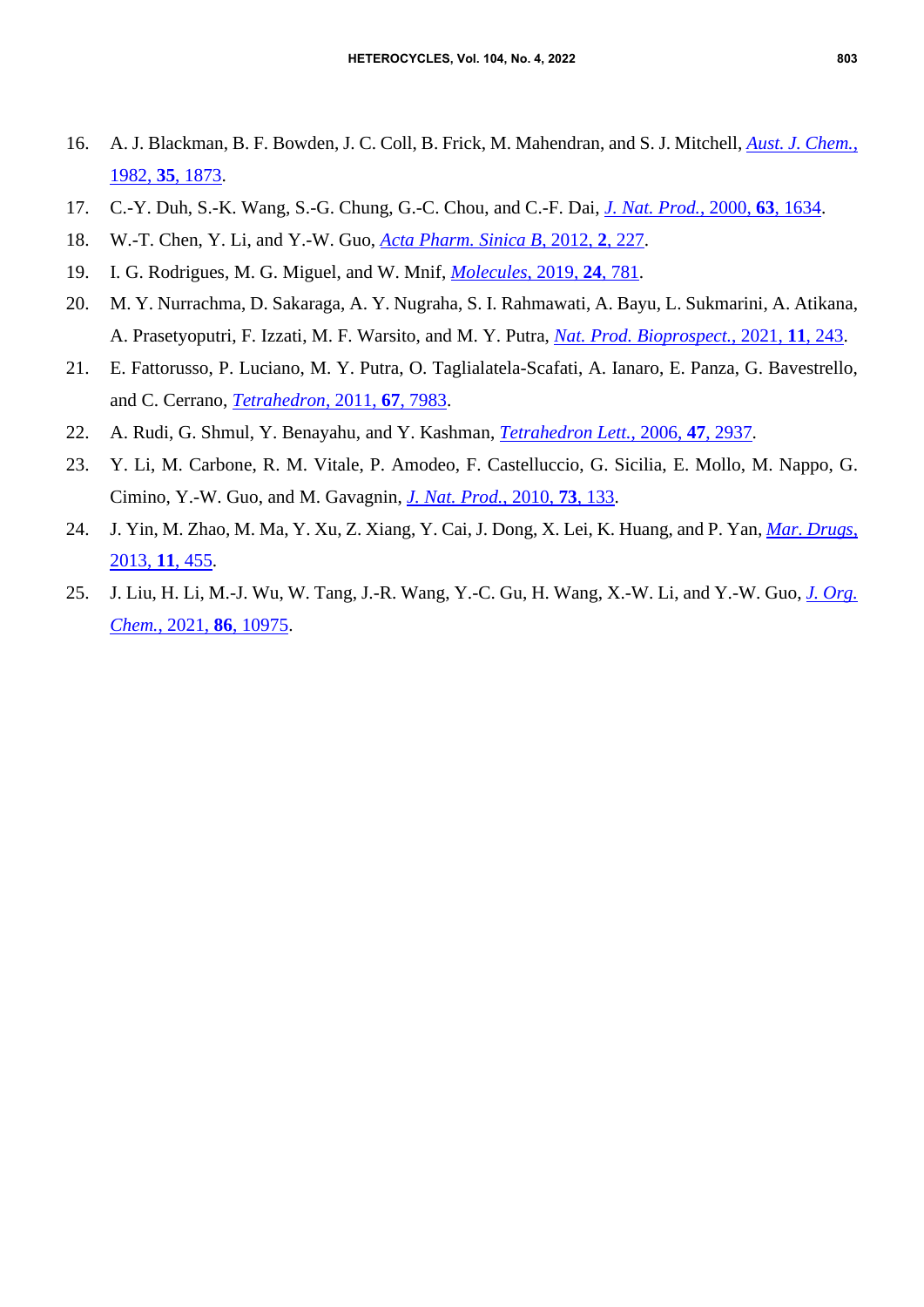16. A. J. Blackman, B. F. Bowden, J. C. Coll, B. Frick, M. Mahendran, and S. J. Mitchell, *Aust. J. Chem.*, 1982, **35**, 1873.
17. C.-Y. Duh, S.-K. Wang, S.-G. Chung, G.-C. Chou, and C.-F. Dai, *J. Nat. Prod.*, 2000, **63**, 1634.
18. W.-T. Chen, Y. Li, and Y.-W. Guo, *Acta Pharm. Sinica B*, 2012, **2**, 227.
19. I. G. Rodrigues, M. G. Miguel, and W. Mnif, *Molecules*, 2019, **24**, 781.
20. M. Y. Nurrachma, D. Sakaraga, A. Y. Nugraha, S. I. Rahmawati, A. Bayu, L. Sukmarini, A. Atikana, A. Prasetyoputri, F. Izzati, M. F. Warsito, and M. Y. Putra, *Nat. Prod. Bioprospect.*, 2021, **11**, 243.
21. E. Fattorusso, P. Luciano, M. Y. Putra, O. Taglialatela-Scafati, A. Ianaro, E. Panza, G. Bavestrello, and C. Cerrano, *Tetrahedron*, 2011, **67**, 7983.
22. A. Rudi, G. Shmul, Y. Benayahu, and Y. Kashman, *Tetrahedron Lett.*, 2006, **47**, 2937.
23. Y. Li, M. Carbone, R. M. Vitale, P. Amodeo, F. Castelluccio, G. Sicilia, E. Mollo, M. Nappo, G. Cimino, Y.-W. Guo, and M. Gavagnin, *J. Nat. Prod.*, 2010, **73**, 133.
24. J. Yin, M. Zhao, M. Ma, Y. Xu, Z. Xiang, Y. Cai, J. Dong, X. Lei, K. Huang, and P. Yan, *Mar. Drugs*, 2013, **11**, 455.
25. J. Liu, H. Li, M.-J. Wu, W. Tang, J.-R. Wang, Y.-C. Gu, H. Wang, X.-W. Li, and Y.-W. Guo, *J. Org. Chem.*, 2021, **86**, 10975.